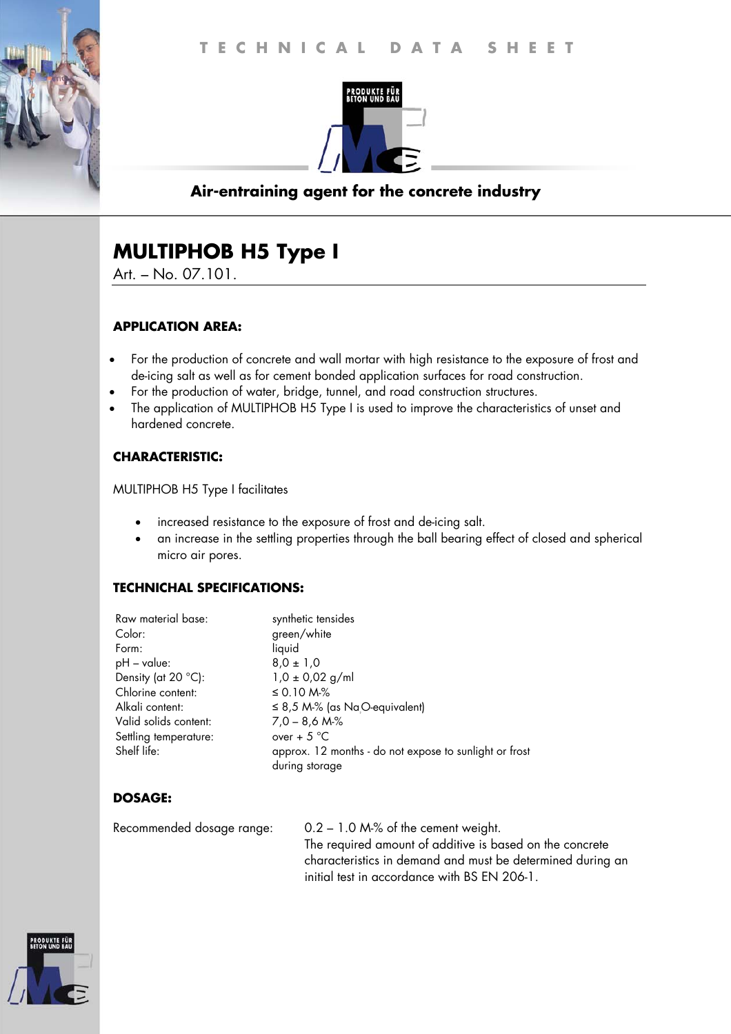TECHNICAL DATA SHEET

PRODUKTE FÜR BETON UND BAU

**Air-entraining agent for the concrete industry**

# MULTIPHOB H5 Type I

Art. – No. 07.101.

### APPLICATION AREA:

- For the production of concrete and wall mortar with high resistance to the exposure of frost and de-icing salt as well as for cement bonded application surfaces for road construction.
- For the production of water, bridge, tunnel, and road construction structures.
- The application of MULTIPHOB H5 Type I is used to improve the characteristics of unset and hardened concrete.

### CHARACTERISTIC:

MULTIPHOB H5 Type I facilitates

- increased resistance to the exposure of frost and de-icing salt.
- an increase in the settling properties through the ball bearing effect of closed and spherical micro air pores.

### TECHNICHAL SPECIFICATIONS:

| | |
|---|---|
| Raw material base: | synthetic tensides |
| Color: | green/white |
| Form: | liquid |
| pH – value: | 8,0 ± 1,0 |
| Density (at 20 °C): | 1,0 ± 0,02 g/ml |
| Chlorine content: | ≤ 0.10 M-% |
| Alkali content: | ≤ 8,5 M-% (as $Na_2O$-equivalent) |
| Valid solids content: | 7,0 – 8,6 M-% |
| Settling temperature: | over + 5 °C |
| Shelf life: | approx. 12 months - do not expose to sunlight or frost during storage |

### DOSAGE:

Recommended dosage range: 0.2 – 1.0 M-% of the cement weight.
The required amount of additive is based on the concrete characteristics in demand and must be determined during an initial test in accordance with BS EN 206-1.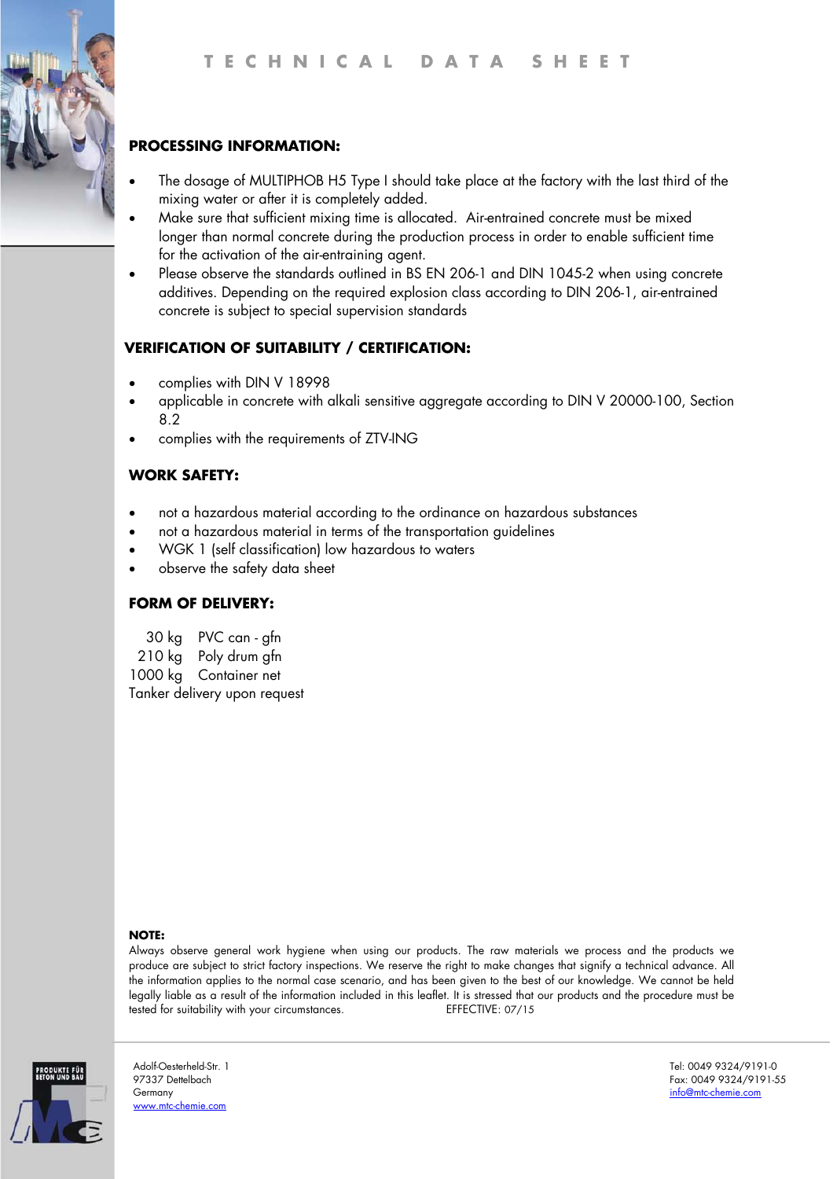# TECHNICAL DATA SHEET

## PROCESSING INFORMATION:

- The dosage of MULTIPHOB H5 Type I should take place at the factory with the last third of the mixing water or after it is completely added.
- Make sure that sufficient mixing time is allocated. Air-entrained concrete must be mixed longer than normal concrete during the production process in order to enable sufficient time for the activation of the air-entraining agent.
- Please observe the standards outlined in BS EN 206-1 and DIN 1045-2 when using concrete additives. Depending on the required explosion class according to DIN 206-1, air-entrained concrete is subject to special supervision standards

## VERIFICATION OF SUITABILITY / CERTIFICATION:

- complies with DIN V 18998
- applicable in concrete with alkali sensitive aggregate according to DIN V 20000-100, Section 8.2
- complies with the requirements of ZTV-ING

## WORK SAFETY:

- not a hazardous material according to the ordinance on hazardous substances
- not a hazardous material in terms of the transportation guidelines
- WGK 1 (self classification) low hazardous to waters
- observe the safety data sheet

## FORM OF DELIVERY:

| | |
|---|---|
| 30 kg | PVC can - gfn |
| 210 kg | Poly drum gfn |
| 1000 kg | Container net |

Tanker delivery upon request

**NOTE:**
Always observe general work hygiene when using our products. The raw materials we process and the products we produce are subject to strict factory inspections. We reserve the right to make changes that signify a technical advance. All the information applies to the normal case scenario, and has been given to the best of our knowledge. We cannot be held legally liable as a result of the information included in this leaflet. It is stressed that our products and the procedure must be tested for suitability with your circumstances. EFFECTIVE: 07/15

PRODUKTE FÜR BETON UND BAU

Adolf-Oesterheld-Str. 1
97337 Dettelbach
Germany
www.mtc-chemie.com

Tel: 0049 9324/9191-0
Fax: 0049 9324/9191-55
info@mtc-chemie.com